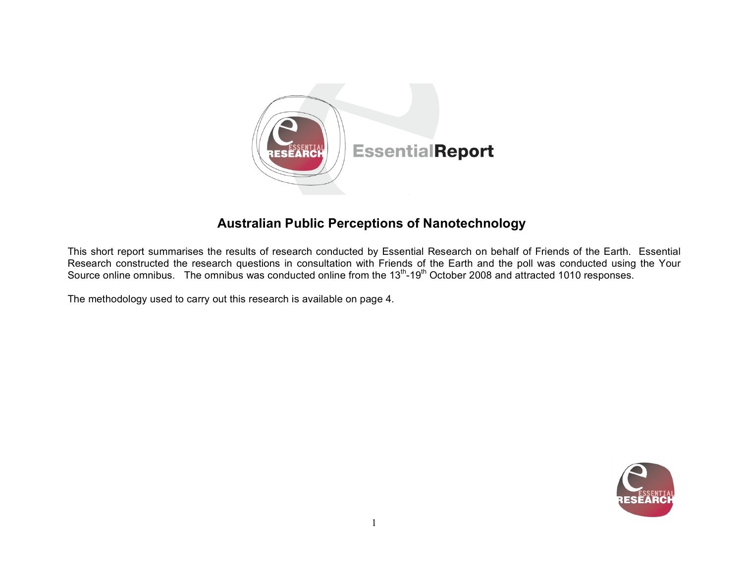EssentialReport

# Australian Public Perceptions of Nanotechnology

This short report summarises the results of research conducted by Essential Research on behalf of Friends of the Earth. Essential Research constructed the research questions in consultation with Friends of the Earth and the poll was conducted using the Your Source online omnibus. The omnibus was conducted online from the 13th-19th October 2008 and attracted 1010 responses.

The methodology used to carry out this research is available on page 4.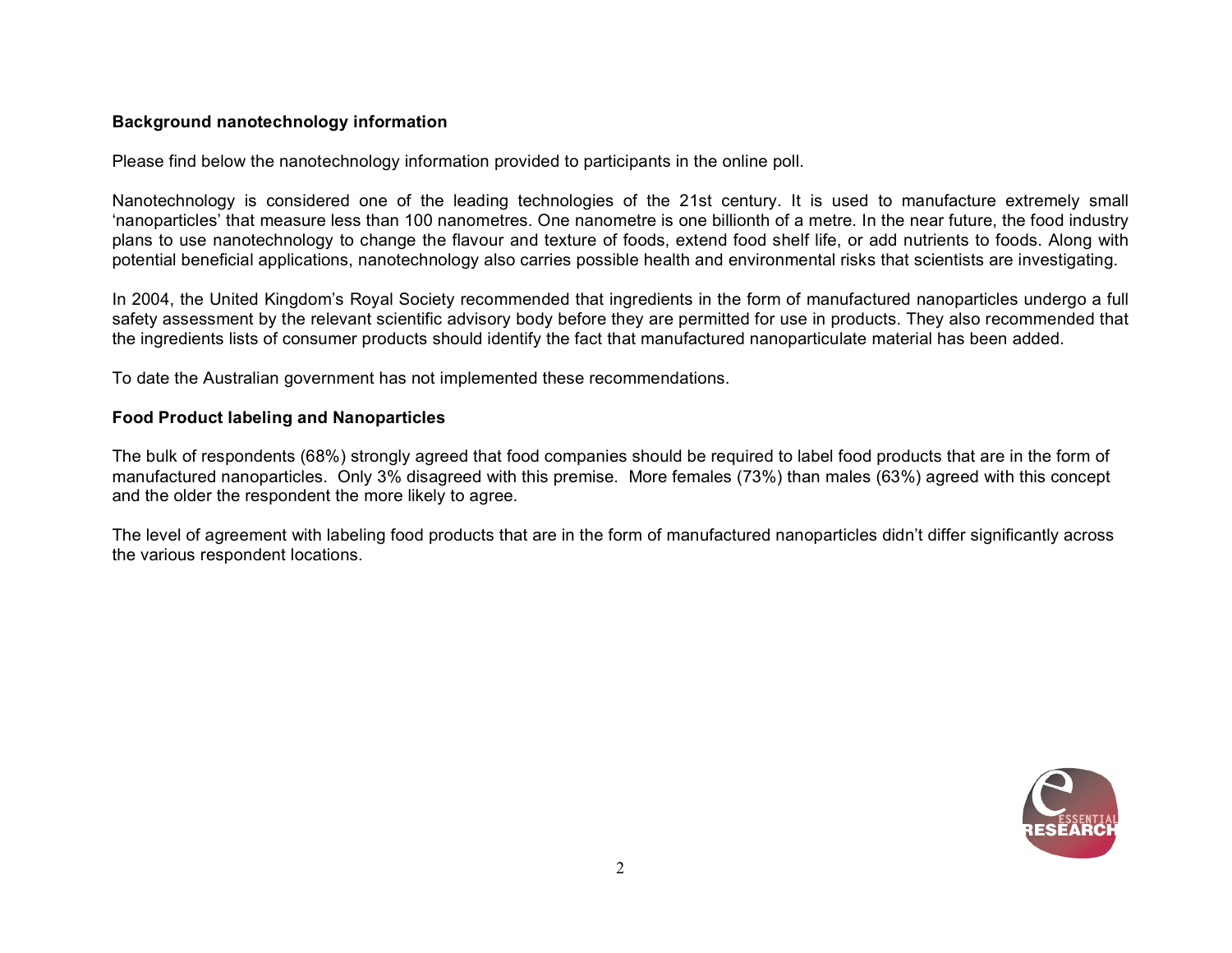**Background nanotechnology information**

Please find below the nanotechnology information provided to participants in the online poll.

Nanotechnology is considered one of the leading technologies of the 21st century. It is used to manufacture extremely small 'nanoparticles' that measure less than 100 nanometres. One nanometre is one billionth of a metre. In the near future, the food industry plans to use nanotechnology to change the flavour and texture of foods, extend food shelf life, or add nutrients to foods. Along with potential beneficial applications, nanotechnology also carries possible health and environmental risks that scientists are investigating.

In 2004, the United Kingdom's Royal Society recommended that ingredients in the form of manufactured nanoparticles undergo a full safety assessment by the relevant scientific advisory body before they are permitted for use in products. They also recommended that the ingredients lists of consumer products should identify the fact that manufactured nanoparticulate material has been added.

To date the Australian government has not implemented these recommendations.

**Food Product labeling and Nanoparticles**

The bulk of respondents (68%) strongly agreed that food companies should be required to label food products that are in the form of manufactured nanoparticles. Only 3% disagreed with this premise. More females (73%) than males (63%) agreed with this concept and the older the respondent the more likely to agree.

The level of agreement with labeling food products that are in the form of manufactured nanoparticles didn't differ significantly across the various respondent locations.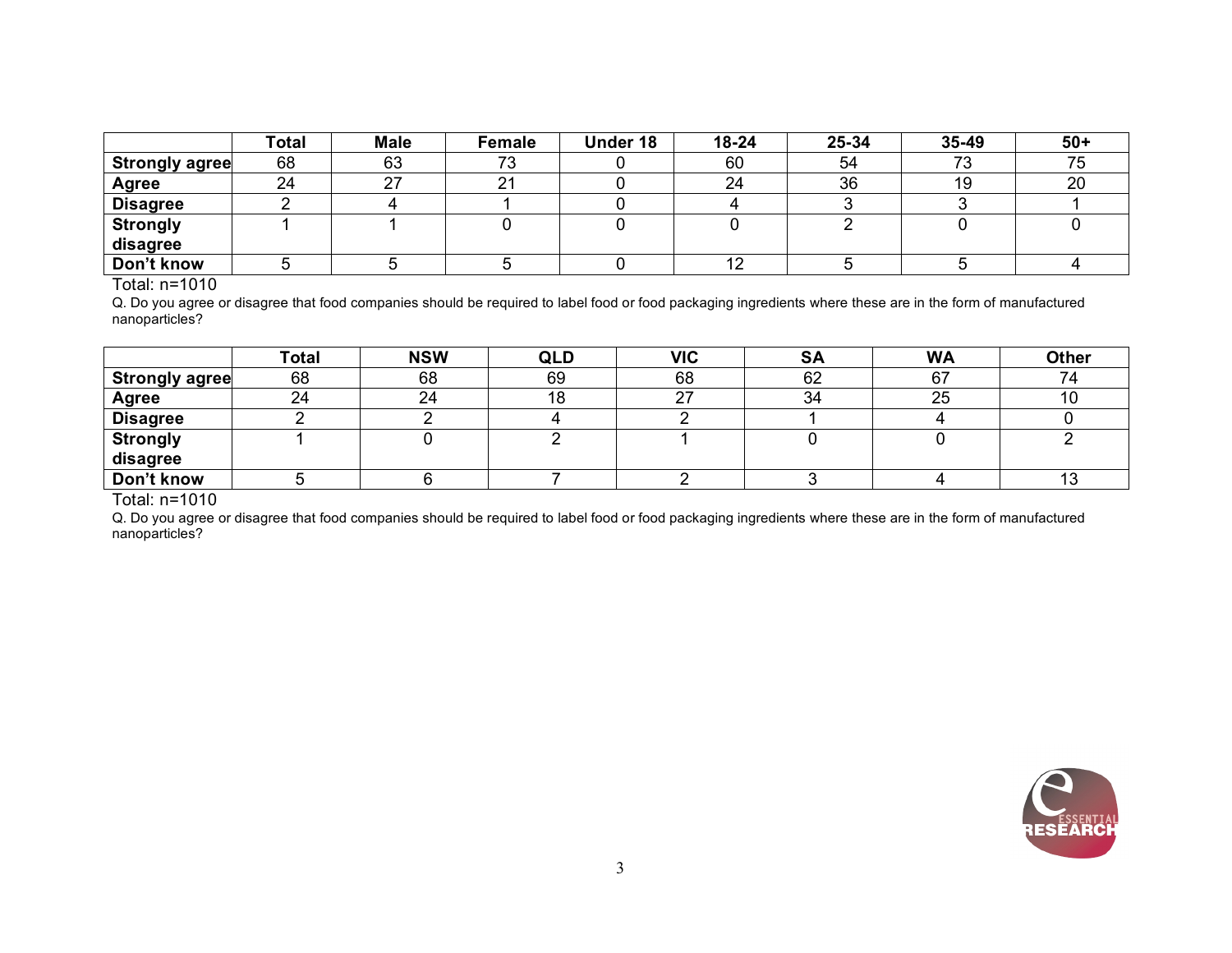| | Total | Male | Female | Under 18 | 18-24 | 25-34 | 35-49 | 50+ |
|---|---|---|---|---|---|---|---|---|
| **Strongly agree** | 68 | 63 | 73 | 0 | 60 | 54 | 73 | 75 |
| **Agree** | 24 | 27 | 21 | 0 | 24 | 36 | 19 | 20 |
| **Disagree** | 2 | 4 | 1 | 0 | 4 | 3 | 3 | 1 |
| **Strongly disagree** | 1 | 1 | 0 | 0 | 0 | 2 | 0 | 0 |
| **Don't know** | 5 | 5 | 5 | 0 | 12 | 5 | 5 | 4 |

Total: n=1010

Q. Do you agree or disagree that food companies should be required to label food or food packaging ingredients where these are in the form of manufactured nanoparticles?

| | Total | NSW | QLD | VIC | SA | WA | Other |
|---|---|---|---|---|---|---|---|
| **Strongly agree** | 68 | 68 | 69 | 68 | 62 | 67 | 74 |
| **Agree** | 24 | 24 | 18 | 27 | 34 | 25 | 10 |
| **Disagree** | 2 | 2 | 4 | 2 | 1 | 4 | 0 |
| **Strongly disagree** | 1 | 0 | 2 | 1 | 0 | 0 | 2 |
| **Don't know** | 5 | 6 | 7 | 2 | 3 | 4 | 13 |

Total: n=1010

Q. Do you agree or disagree that food companies should be required to label food or food packaging ingredients where these are in the form of manufactured nanoparticles?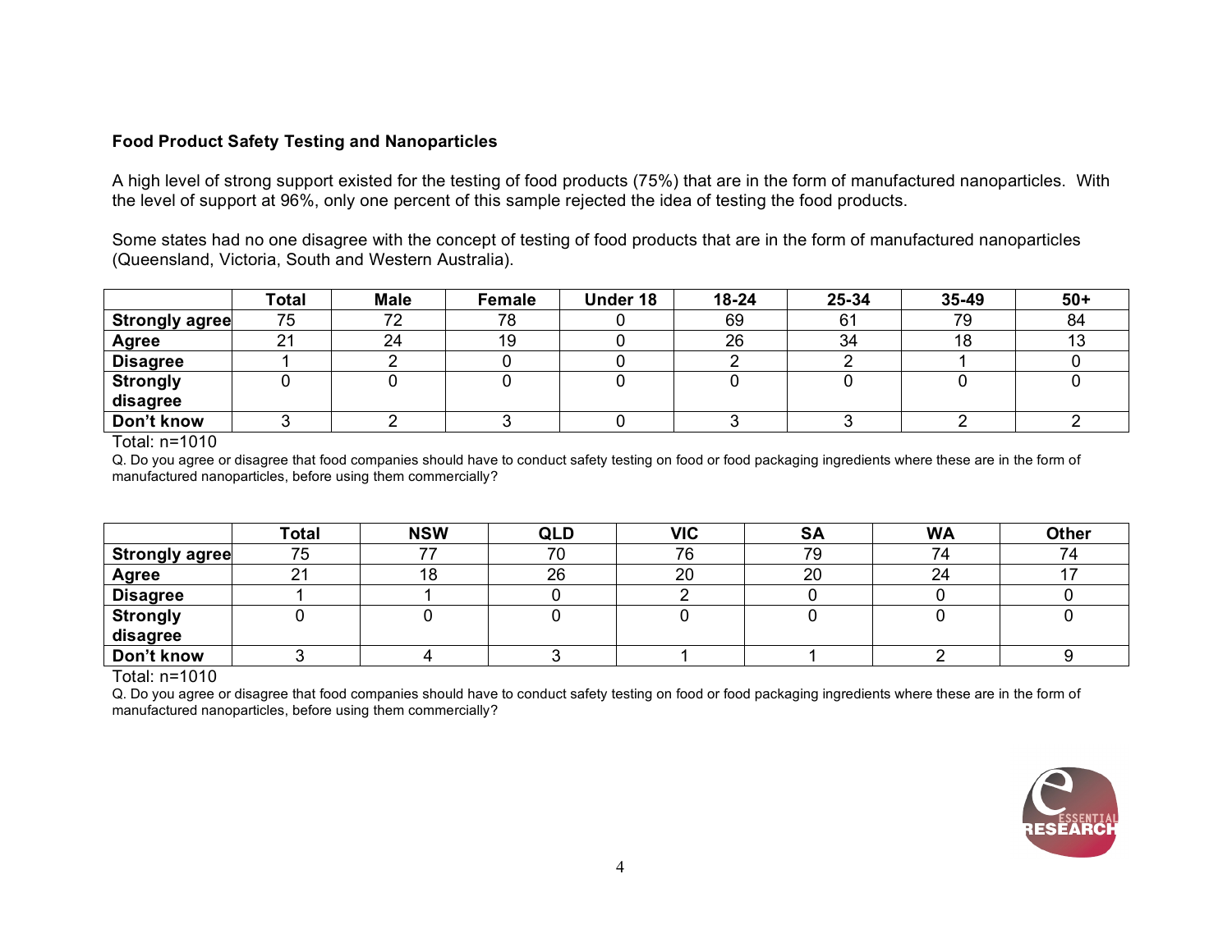**Food Product Safety Testing and Nanoparticles**

A high level of strong support existed for the testing of food products (75%) that are in the form of manufactured nanoparticles. With the level of support at 96%, only one percent of this sample rejected the idea of testing the food products.

Some states had no one disagree with the concept of testing of food products that are in the form of manufactured nanoparticles (Queensland, Victoria, South and Western Australia).

| | Total | Male | Female | Under 18 | 18-24 | 25-34 | 35-49 | 50+ |
|---|---|---|---|---|---|---|---|---|
| **Strongly agree** | 75 | 72 | 78 | 0 | 69 | 61 | 79 | 84 |
| **Agree** | 21 | 24 | 19 | 0 | 26 | 34 | 18 | 13 |
| **Disagree** | 1 | 2 | 0 | 0 | 2 | 2 | 1 | 0 |
| **Strongly disagree** | 0 | 0 | 0 | 0 | 0 | 0 | 0 | 0 |
| **Don't know** | 3 | 2 | 3 | 0 | 3 | 3 | 2 | 2 |

Total: n=1010

Q. Do you agree or disagree that food companies should have to conduct safety testing on food or food packaging ingredients where these are in the form of manufactured nanoparticles, before using them commercially?

| | Total | NSW | QLD | VIC | SA | WA | Other |
|---|---|---|---|---|---|---|---|
| **Strongly agree** | 75 | 77 | 70 | 76 | 79 | 74 | 74 |
| **Agree** | 21 | 18 | 26 | 20 | 20 | 24 | 17 |
| **Disagree** | 1 | 1 | 0 | 2 | 0 | 0 | 0 |
| **Strongly disagree** | 0 | 0 | 0 | 0 | 0 | 0 | 0 |
| **Don't know** | 3 | 4 | 3 | 1 | 1 | 2 | 9 |

Total: n=1010

Q. Do you agree or disagree that food companies should have to conduct safety testing on food or food packaging ingredients where these are in the form of manufactured nanoparticles, before using them commercially?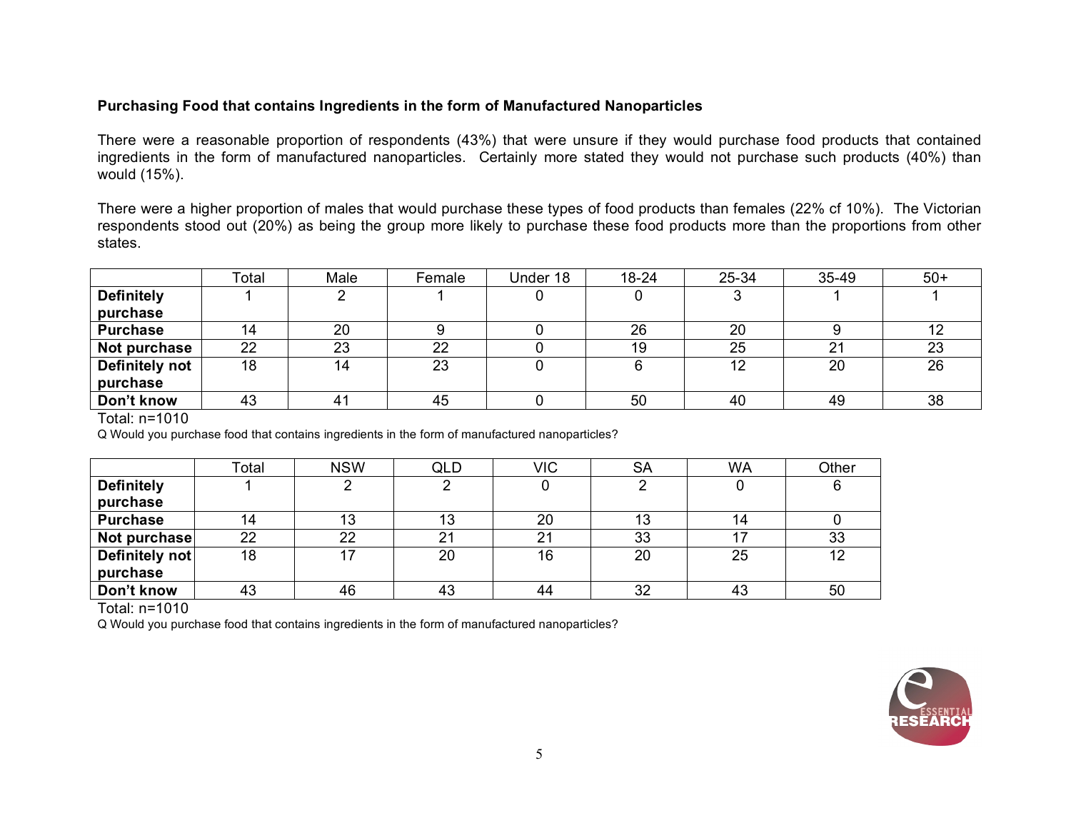### Purchasing Food that contains Ingredients in the form of Manufactured Nanoparticles

There were a reasonable proportion of respondents (43%) that were unsure if they would purchase food products that contained ingredients in the form of manufactured nanoparticles. Certainly more stated they would not purchase such products (40%) than would (15%).

There were a higher proportion of males that would purchase these types of food products than females (22% cf 10%). The Victorian respondents stood out (20%) as being the group more likely to purchase these food products more than the proportions from other states.

| | Total | Male | Female | Under 18 | 18-24 | 25-34 | 35-49 | 50+ |
|---|---|---|---|---|---|---|---|---|
| **Definitely purchase** | 1 | 2 | 1 | 0 | 0 | 3 | 1 | 1 |
| **Purchase** | 14 | 20 | 9 | 0 | 26 | 20 | 9 | 12 |
| **Not purchase** | 22 | 23 | 22 | 0 | 19 | 25 | 21 | 23 |
| **Definitely not purchase** | 18 | 14 | 23 | 0 | 6 | 12 | 20 | 26 |
| **Don't know** | 43 | 41 | 45 | 0 | 50 | 40 | 49 | 38 |

Total: n=1010

Q Would you purchase food that contains ingredients in the form of manufactured nanoparticles?

| | Total | NSW | QLD | VIC | SA | WA | Other |
|---|---|---|---|---|---|---|---|
| **Definitely purchase** | 1 | 2 | 2 | 0 | 2 | 0 | 6 |
| **Purchase** | 14 | 13 | 13 | 20 | 13 | 14 | 0 |
| **Not purchase** | 22 | 22 | 21 | 21 | 33 | 17 | 33 |
| **Definitely not purchase** | 18 | 17 | 20 | 16 | 20 | 25 | 12 |
| **Don't know** | 43 | 46 | 43 | 44 | 32 | 43 | 50 |

Total: n=1010

Q Would you purchase food that contains ingredients in the form of manufactured nanoparticles?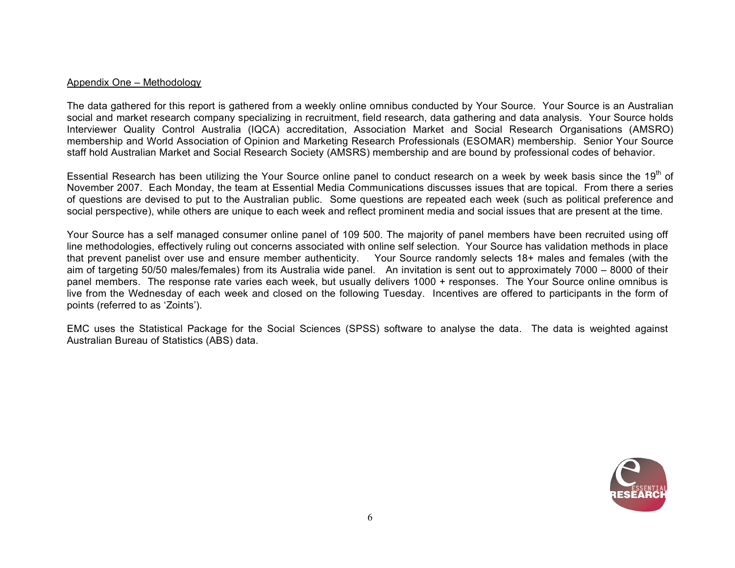## Appendix One – Methodology

The data gathered for this report is gathered from a weekly online omnibus conducted by Your Source. Your Source is an Australian social and market research company specializing in recruitment, field research, data gathering and data analysis. Your Source holds Interviewer Quality Control Australia (IQCA) accreditation, Association Market and Social Research Organisations (AMSRO) membership and World Association of Opinion and Marketing Research Professionals (ESOMAR) membership. Senior Your Source staff hold Australian Market and Social Research Society (AMSRS) membership and are bound by professional codes of behavior.

Essential Research has been utilizing the Your Source online panel to conduct research on a week by week basis since the 19th of November 2007. Each Monday, the team at Essential Media Communications discusses issues that are topical. From there a series of questions are devised to put to the Australian public. Some questions are repeated each week (such as political preference and social perspective), while others are unique to each week and reflect prominent media and social issues that are present at the time.

Your Source has a self managed consumer online panel of 109 500. The majority of panel members have been recruited using off line methodologies, effectively ruling out concerns associated with online self selection. Your Source has validation methods in place that prevent panelist over use and ensure member authenticity. Your Source randomly selects 18+ males and females (with the aim of targeting 50/50 males/females) from its Australia wide panel. An invitation is sent out to approximately 7000 – 8000 of their panel members. The response rate varies each week, but usually delivers 1000 + responses. The Your Source online omnibus is live from the Wednesday of each week and closed on the following Tuesday. Incentives are offered to participants in the form of points (referred to as 'Zoints').

EMC uses the Statistical Package for the Social Sciences (SPSS) software to analyse the data. The data is weighted against Australian Bureau of Statistics (ABS) data.